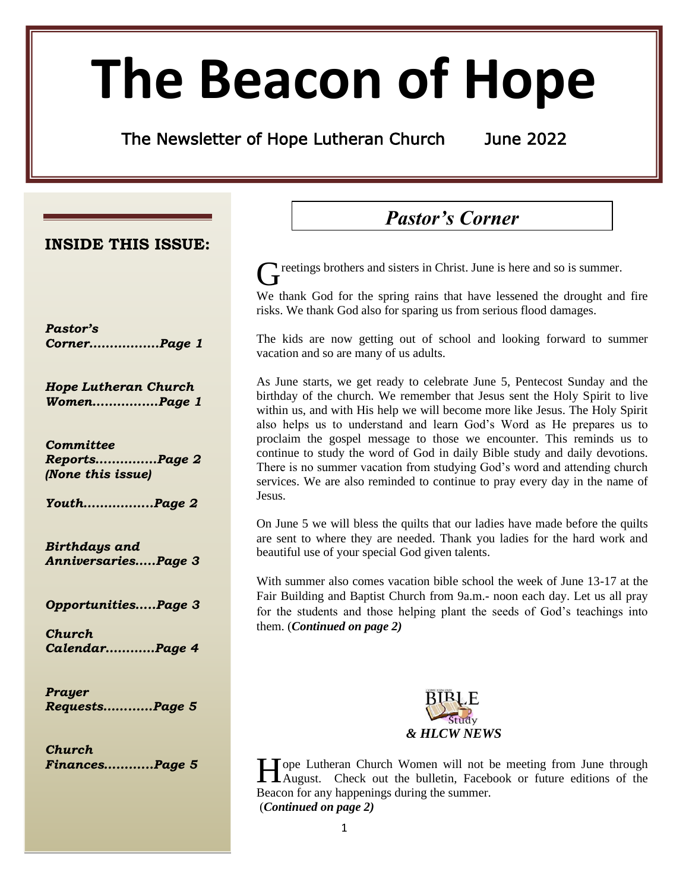# The Beacon of Hope

The Newsletter of Hope Lutheran Church June 2022

## INSIDE THIS ISSUE:

*Pastor's Corner................Page 1*

*Hope Lutheran Church Women...............Page 1*

*Committee Reports..............Page 2 (None this issue)*

*Youth................Page 2*

*Birthdays and Anniversaries.....Page 3*

*Opportunities.....Page 3*

*Church Calendar...........Page 4*

*Prayer Requests...........Page 5*

*Church Finances...........Page 5*

## *Pastor's Corner*

Greetings brothers and sisters in Christ. June is here and so is summer.

We thank God for the spring rains that have lessened the drought and fire risks. We thank God also for sparing us from serious flood damages.

The kids are now getting out of school and looking forward to summer vacation and so are many of us adults.

As June starts, we get ready to celebrate June 5, Pentecost Sunday and the birthday of the church. We remember that Jesus sent the Holy Spirit to live within us, and with His help we will become more like Jesus. The Holy Spirit also helps us to understand and learn God's Word as He prepares us to proclaim the gospel message to those we encounter. This reminds us to continue to study the word of God in daily Bible study and daily devotions. There is no summer vacation from studying God's word and attending church services. We are also reminded to continue to pray every day in the name of Jesus.

On June 5 we will bless the quilts that our ladies have made before the quilts are sent to where they are needed. Thank you ladies for the hard work and beautiful use of your special God given talents.

With summer also comes vacation bible school the week of June 13-17 at the Fair Building and Baptist Church from 9a.m.- noon each day. Let us all pray for the students and those helping plant the seeds of God's teachings into them. (***Continued on page 2)***

## *BIBLE Study & HLCW NEWS*

Hope Lutheran Church Women will not be meeting from June through August. Check out the bulletin, Facebook or future editions of the Beacon for any happenings during the summer.

(***Continued on page 2)***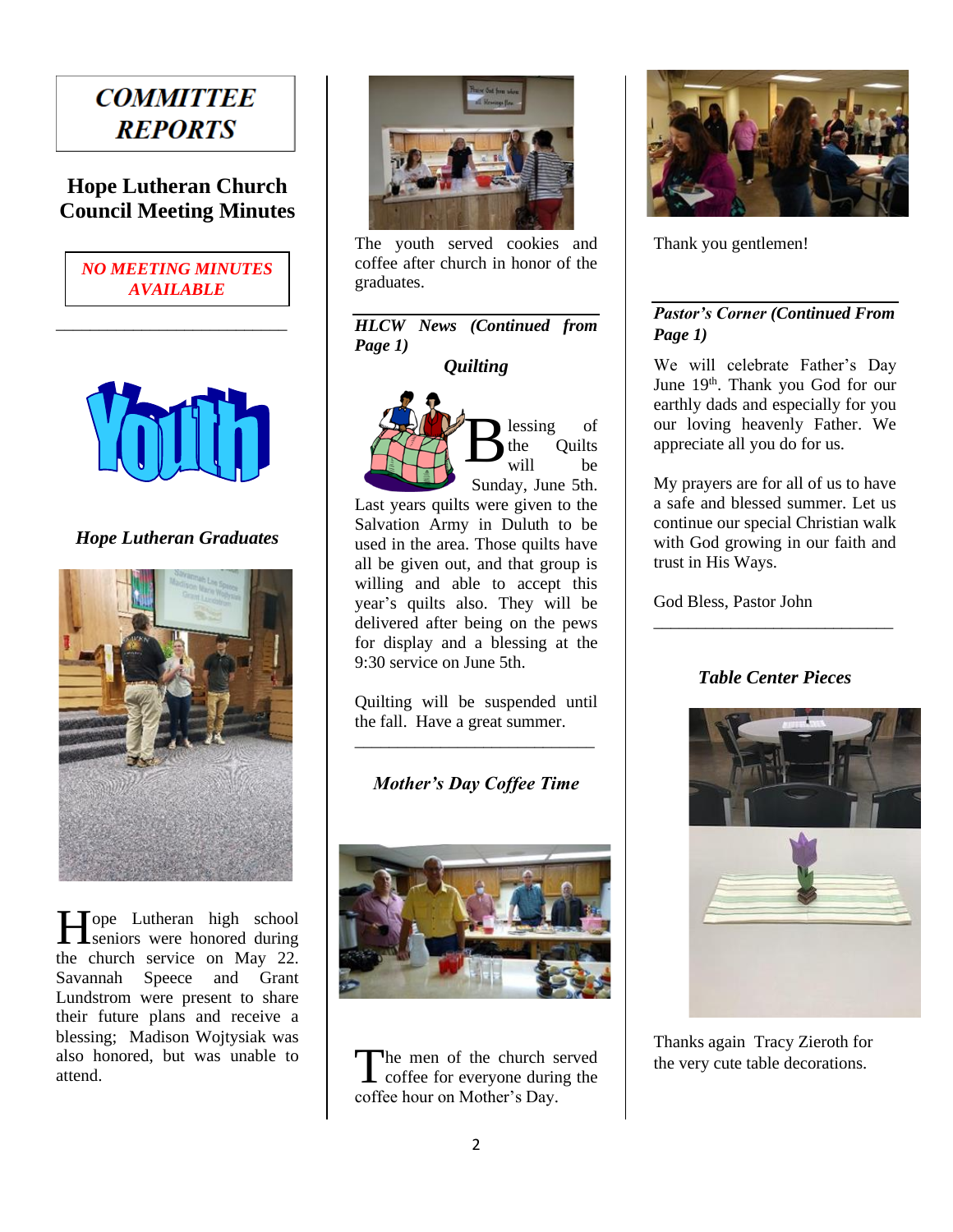# COMMITTEE REPORTS

## Hope Lutheran Church Council Meeting Minutes

***NO MEETING MINUTES AVAILABLE***

---

## Youth

### *Hope Lutheran Graduates*

Hope Lutheran high school seniors were honored during the church service on May 22. Savannah Speece and Grant Lundstrom were present to share their future plans and receive a blessing; Madison Wojtysiak was also honored, but was unable to attend.

The youth served cookies and coffee after church in honor of the graduates.

---

### *HLCW News (Continued from Page 1)*

#### *Quilting*

Blessing of the Quilts will be Sunday, June 5th. Last years quilts were given to the Salvation Army in Duluth to be used in the area. Those quilts have all be given out, and that group is willing and able to accept this year's quilts also. They will be delivered after being on the pews for display and a blessing at the 9:30 service on June 5th.

Quilting will be suspended until the fall. Have a great summer.

---

### *Mother's Day Coffee Time*

The men of the church served coffee for everyone during the coffee hour on Mother's Day.

Thank you gentlemen!

---

### *Pastor's Corner (Continued From Page 1)*

We will celebrate Father's Day June 19th. Thank you God for our earthly dads and especially for you our loving heavenly Father. We appreciate all you do for us.

My prayers are for all of us to have a safe and blessed summer. Let us continue our special Christian walk with God growing in our faith and trust in His Ways.

God Bless, Pastor John

---

### *Table Center Pieces*

Thanks again Tracy Zieroth for the very cute table decorations.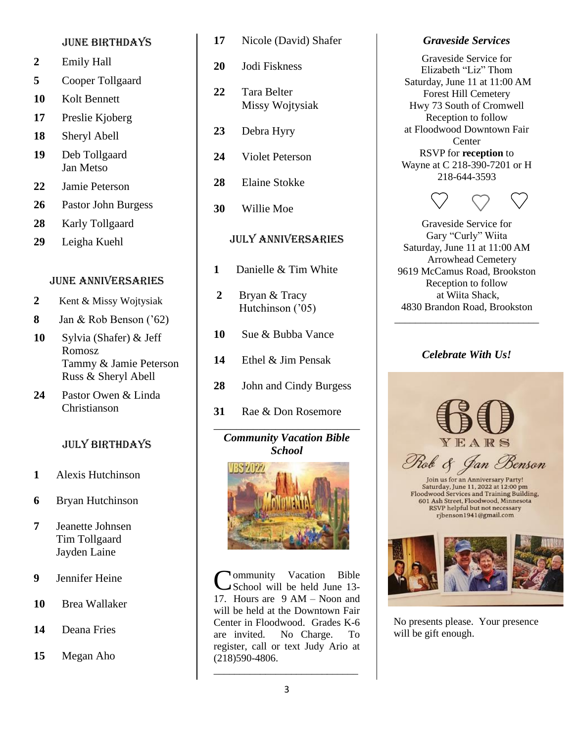### June Birthdays

- **2** Emily Hall
- **5** Cooper Tollgaard
- **10** Kolt Bennett
- **17** Preslie Kjoberg
- **18** Sheryl Abell
- **19** Deb Tollgaard, Jan Metso
- **22** Jamie Peterson
- **26** Pastor John Burgess
- **28** Karly Tollgaard
- **29** Leigha Kuehl

### June Anniversaries

- **2** Kent & Missy Wojtysiak
- **8** Jan & Rob Benson ('62)
- **10** Sylvia (Shafer) & Jeff Romosz, Tammy & Jamie Peterson, Russ & Sheryl Abell
- **24** Pastor Owen & Linda Christianson

### July Birthdays

- **1** Alexis Hutchinson
- **6** Bryan Hutchinson
- **7** Jeanette Johnsen, Tim Tollgaard, Jayden Laine
- **9** Jennifer Heine
- **10** Brea Wallaker
- **14** Deana Fries
- **15** Megan Aho
- **17** Nicole (David) Shafer
- **20** Jodi Fiskness
- **22** Tara Belter, Missy Wojtysiak
- **23** Debra Hyry
- **24** Violet Peterson
- **28** Elaine Stokke
- **30** Willie Moe

### July Anniversaries

- **1** Danielle & Tim White
- **2** Bryan & Tracy Hutchinson ('05)
- **10** Sue & Bubba Vance
- **14** Ethel & Jim Pensak
- **28** John and Cindy Burgess
- **31** Rae & Don Rosemore

---

### *Community Vacation Bible School*

Community Vacation Bible School will be held June 13-17. Hours are 9 AM – Noon and will be held at the Downtown Fair Center in Floodwood. Grades K-6 are invited. No Charge. To register, call or text Judy Ario at (218)590-4806.

---

### *Graveside Services*

Graveside Service for
Elizabeth "Liz" Thom
Saturday, June 11 at 11:00 AM
Forest Hill Cemetery
Hwy 73 South of Cromwell
Reception to follow
at Floodwood Downtown Fair Center
RSVP for **reception** to
Wayne at C 218-390-7201 or H 218-644-3593

♡ ♡ ♡

Graveside Service for
Gary "Curly" Wiita
Saturday, June 11 at 11:00 AM
Arrowhead Cemetery
9619 McCamus Road, Brookston
Reception to follow
at Wiita Shack,
4830 Brandon Road, Brookston

---

### *Celebrate With Us!*

60 YEARS
Rob & Jan Benson

Join us for an Anniversary Party!
Saturday, June 11, 2022 at 12:00 pm
Floodwood Services and Training Building,
601 Ash Street, Floodwood, Minnesota
RSVP helpful but not necessary
rjbenson1941@gmail.com

No presents please. Your presence will be gift enough.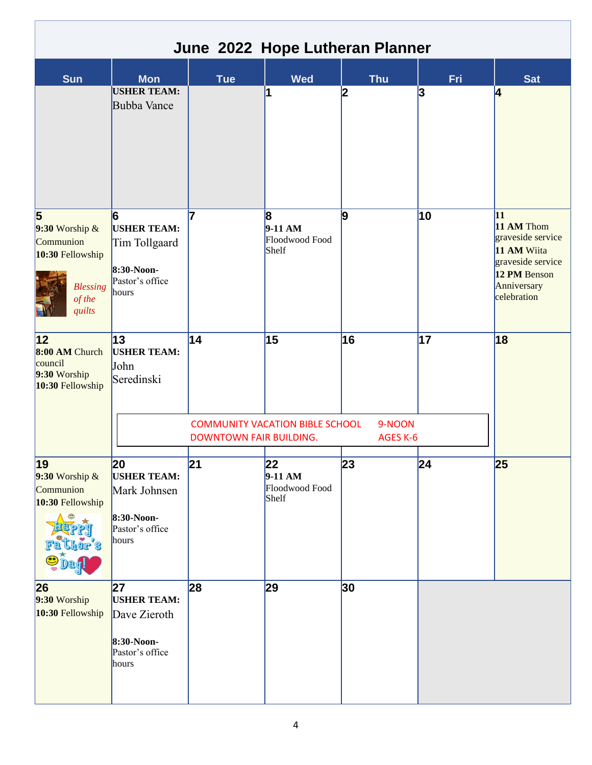# June 2022 Hope Lutheran Planner

| Sun | Mon | Tue | Wed | Thu | Fri | Sat |
|---|---|---|---|---|---|---|
| | **USHER TEAM:** Bubba Vance | | 1 | 2 | 3 | 4 |
| 5<br>**9:30** Worship & Communion<br>**10:30** Fellowship<br>*Blessing of the quilts* | 6<br>**USHER TEAM:** Tim Tollgaard<br>**8:30-Noon-** Pastor's office hours | 7 | 8<br>**9-11 AM** Floodwood Food Shelf | 9 | 10 | 11<br>**11 AM** Thom graveside service<br>**11 AM** Wiita graveside service<br>**12 PM** Benson Anniversary celebration |
| 12<br>**8:00 AM** Church council<br>**9:30** Worship<br>**10:30** Fellowship | 13<br>**USHER TEAM:** John Seredinski<br>COMMUNITY VACATION BIBLE SCHOOL 9-NOON DOWNTOWN FAIR BUILDING. AGES K-6 | 14 | 15 | 16 | 17 | 18 |
| 19<br>**9:30** Worship & Communion<br>**10:30** Fellowship<br>Happy Father's Day! | 20<br>**USHER TEAM:** Mark Johnsen<br>**8:30-Noon-** Pastor's office hours | 21 | 22<br>**9-11 AM** Floodwood Food Shelf | 23 | 24 | 25 |
| 26<br>**9:30** Worship<br>**10:30** Fellowship | 27<br>**USHER TEAM:** Dave Zieroth<br>**8:30-Noon-** Pastor's office hours | 28 | 29 | 30 | | |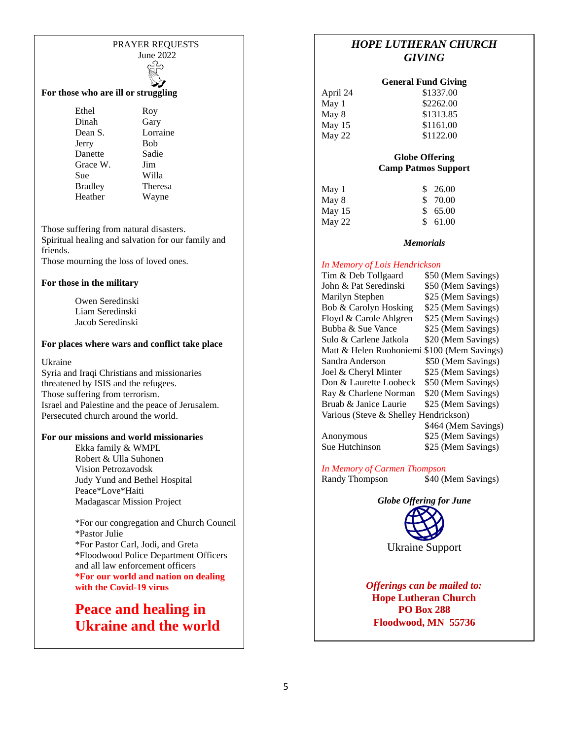# PRAYER REQUESTS
June 2022

**For those who are ill or struggling**

| | |
|---|---|
| Ethel | Roy |
| Dinah | Gary |
| Dean S. | Lorraine |
| Jerry | Bob |
| Danette | Sadie |
| Grace W. | Jim |
| Sue | Willa |
| Bradley | Theresa |
| Heather | Wayne |

Those suffering from natural disasters.
Spiritual healing and salvation for our family and friends.
Those mourning the loss of loved ones.

**For those in the military**

Owen Seredinski
Liam Seredinski
Jacob Seredinski

**For places where wars and conflict take place**

Ukraine
Syria and Iraqi Christians and missionaries threatened by ISIS and the refugees.
Those suffering from terrorism.
Israel and Palestine and the peace of Jerusalem.
Persecuted church around the world.

**For our missions and world missionaries**

Ekka family & WMPL
Robert & Ulla Suhonen
Vision Petrozavodsk
Judy Yund and Bethel Hospital
Peace*Love*Haiti
Madagascar Mission Project

*For our congregation and Church Council
*Pastor Julie
*For Pastor Carl, Jodi, and Greta
*Floodwood Police Department Officers and all law enforcement officers
**\*For our world and nation on dealing with the Covid-19 virus**

## Peace and healing in Ukraine and the world

# *HOPE LUTHERAN CHURCH GIVING*

**General Fund Giving**

| | |
|---|---|
| April 24 | $1337.00 |
| May 1 | $2262.00 |
| May 8 | $1313.85 |
| May 15 | $1161.00 |
| May 22 | $1122.00 |

**Globe Offering**
**Camp Patmos Support**

| | |
|---|---|
| May 1 | $ 26.00 |
| May 8 | $ 70.00 |
| May 15 | $ 65.00 |
| May 22 | $ 61.00 |

***Memorials***

*In Memory of Lois Hendrickson*

| | |
|---|---|
| Tim & Deb Tollgaard | $50 (Mem Savings) |
| John & Pat Seredinski | $50 (Mem Savings) |
| Marilyn Stephen | $25 (Mem Savings) |
| Bob & Carolyn Hosking | $25 (Mem Savings) |
| Floyd & Carole Ahlgren | $25 (Mem Savings) |
| Bubba & Sue Vance | $25 (Mem Savings) |
| Sulo & Carlene Jatkola | $20 (Mem Savings) |
| Matt & Helen Ruohoniemi | $100 (Mem Savings) |
| Sandra Anderson | $50 (Mem Savings) |
| Joel & Cheryl Minter | $25 (Mem Savings) |
| Don & Laurette Loobeck | $50 (Mem Savings) |
| Ray & Charlene Norman | $20 (Mem Savings) |
| Bruab & Janice Laurie | $25 (Mem Savings) |
| Various (Steve & Shelley Hendrickson) | $464 (Mem Savings) |
| Anonymous | $25 (Mem Savings) |
| Sue Hutchinson | $25 (Mem Savings) |

*In Memory of Carmen Thompson*

| | |
|---|---|
| Randy Thompson | $40 (Mem Savings) |

***Globe Offering for June***

Ukraine Support

***Offerings can be mailed to:***
**Hope Lutheran Church**
**PO Box 288**
**Floodwood, MN 55736**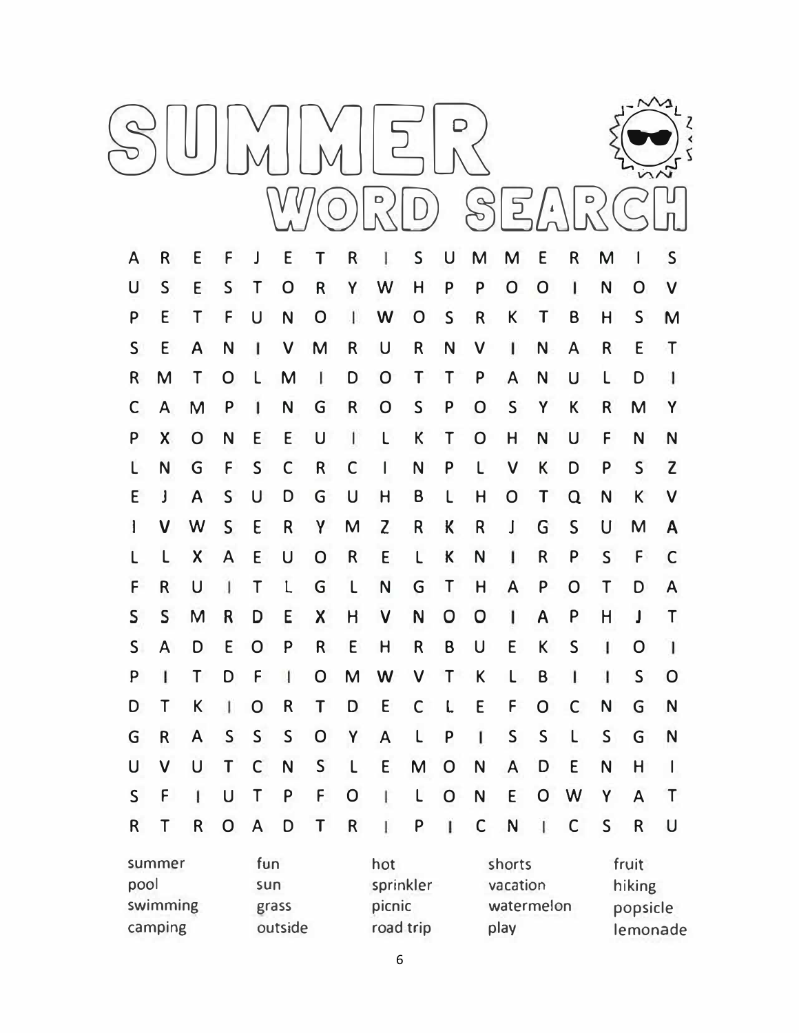# SUMMER WORD SEARCH

```
A R E F J E T R I S U M M E R M I S
U S E S T O R Y W H P P O O I N O V
P E T F U N O I W O S R K T B H S M
S E A N I V M R U R N V I N A R E T
R M T O L M I D O T T P A N U L D I
C A M P I N G R O S P O S Y K R M Y
P X O N E E U I L K T O H N U F N N
L N G F S C R C I N P L V K D P S Z
E J A S U D G U H B L H O T Q N K V
I V W S E R Y M Z R K R J G S U M A
L L X A E U O R E L K N I R P S F C
F R U I T L G L N G T H A P O T D A
S S M R D E X H V N O O I A P H J T
S A D E O P R E H R B U E K S I O I
P I T D F I O M W V T K L B I I S O
D T K I O R T D E C L E F O C N G N
G R A S S S O Y A L P I S S L S G N
U V U T C N S L E M O N A D E N H I
S F I U T P F O I L O N E O W Y A T
R T R O A D T R I P I C N I C S R U
```

| | | | | |
|---|---|---|---|---|
| summer | fun | hot | shorts | fruit |
| pool | sun | sprinkler | vacation | hiking |
| swimming | grass | picnic | watermelon | popsicle |
| camping | outside | road trip | play | lemonade |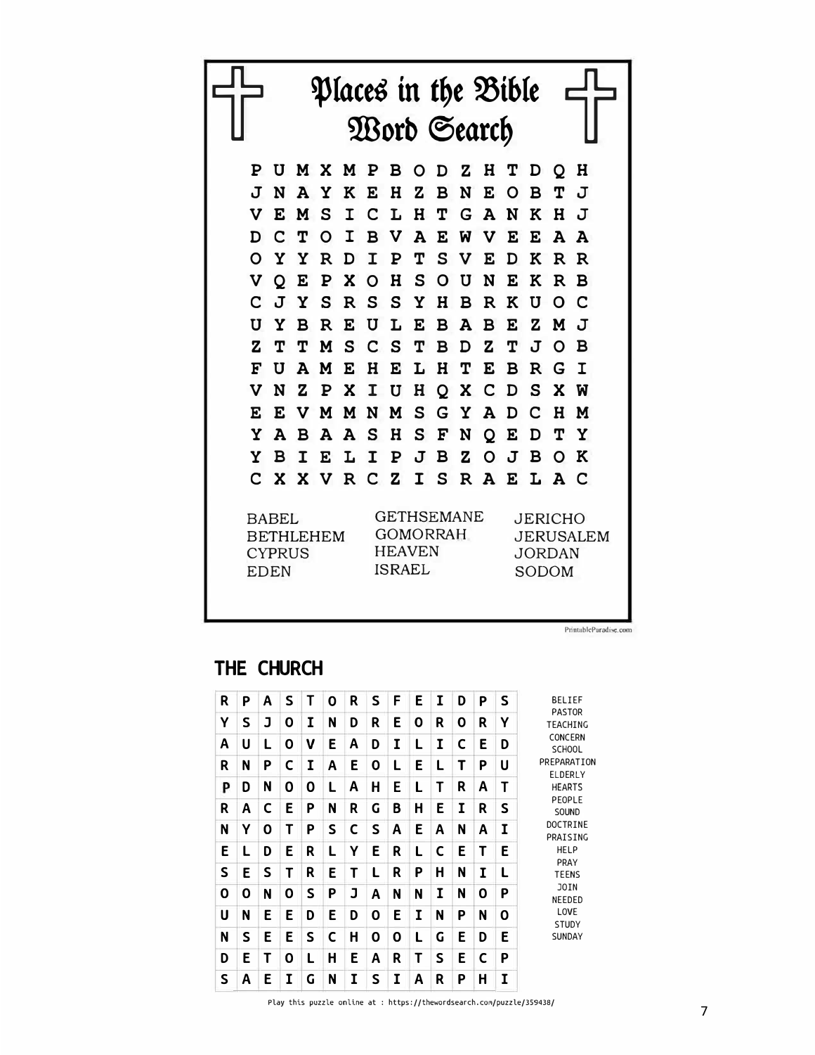# Places in the Bible Word Search

```
P U M X M P B O D Z H T D Q H
J N A Y K E H Z B N E O B T J
V E M S I C L H T G A N K H J
D C T O I B V A E W V E E A A
O Y Y R D I P T S V E D K R R
V Q E P X O H S O U N E K R B
C J Y S R S S Y H B R K U O C
U Y B R E U L E B A B E Z M J
Z T T M S C S T B D Z T J O B
F U A M E H E L H T E B R G I
V N Z P X I U H Q X C D S X W
E E V M M N M S G Y A D C H M
Y A B A A S H S F N Q E D T Y
Y B I E L I P J B Z O J B O K
C X X V R C Z I S R A E L A C
```

- BABEL
- BETHLEHEM
- CYPRUS
- EDEN
- GETHSEMANE
- GOMORRAH
- HEAVEN
- ISRAEL
- JERICHO
- JERUSALEM
- JORDAN
- SODOM

PrintableParadise.com

## THE CHURCH

| R | P | A | S | T | O | R | S | F | E | I | D | P | S |
|---|---|---|---|---|---|---|---|---|---|---|---|---|---|
| Y | S | J | O | I | N | D | R | E | O | R | O | R | Y |
| A | U | L | O | V | E | A | D | I | L | I | C | E | D |
| R | N | P | C | I | A | E | O | L | E | L | T | P | U |
| P | D | N | O | O | L | A | H | E | L | T | R | A | T |
| R | A | C | E | P | N | R | G | B | H | E | I | R | S |
| N | Y | O | T | P | S | C | S | A | E | A | N | A | I |
| E | L | D | E | R | L | Y | E | R | L | C | E | T | E |
| S | E | S | T | R | E | T | L | R | P | H | N | I | L |
| O | O | N | O | S | P | J | A | N | N | I | N | O | P |
| U | N | E | E | D | E | D | O | E | I | N | P | N | O |
| N | S | E | E | S | C | H | O | O | L | G | E | D | E |
| D | E | T | O | L | H | E | A | R | T | S | E | C | P |
| S | A | E | I | G | N | I | S | I | A | R | P | H | I |

- BELIEF
- PASTOR
- TEACHING
- CONCERN
- SCHOOL
- PREPARATION
- ELDERLY
- HEARTS
- PEOPLE
- SOUND
- DOCTRINE
- PRAISING
- HELP
- PRAY
- TEENS
- JOIN
- NEEDED
- LOVE
- STUDY
- SUNDAY

Play this puzzle online at : https://thewordsearch.com/puzzle/359438/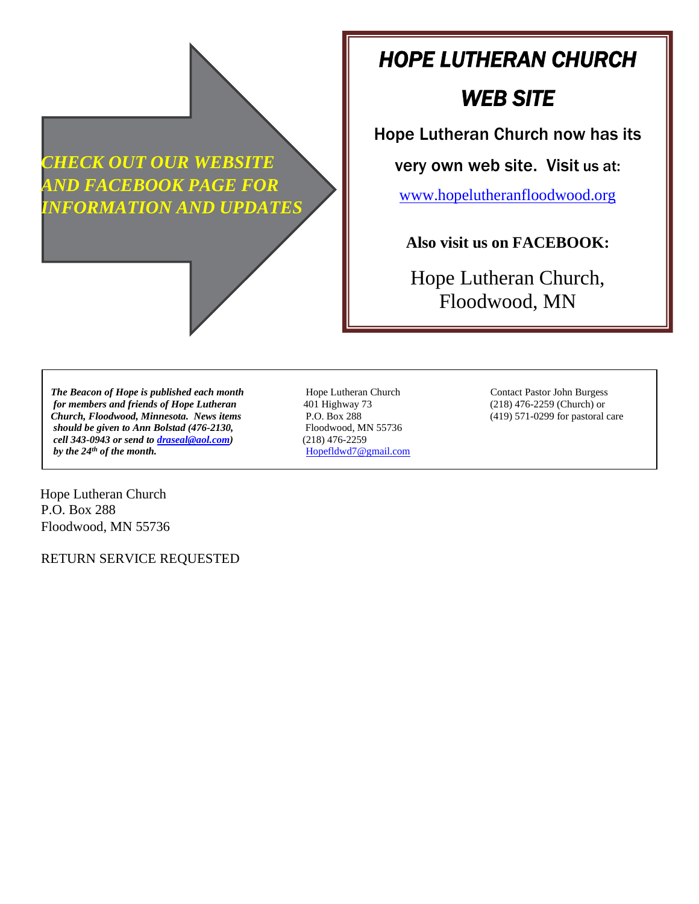***CHECK OUT OUR WEBSITE AND FACEBOOK PAGE FOR INFORMATION AND UPDATES***

# *HOPE LUTHERAN CHURCH WEB SITE*

Hope Lutheran Church now has its very own web site. Visit us at:

www.hopelutheranfloodwood.org

**Also visit us on FACEBOOK:**

Hope Lutheran Church, Floodwood, MN

***The Beacon of Hope is published each month for members and friends of Hope Lutheran Church, Floodwood, Minnesota. News items should be given to Ann Bolstad (476-2130, cell 343-0943 or send to draseal@aol.com) by the 24th of the month.***

Hope Lutheran Church
401 Highway 73
P.O. Box 288
Floodwood, MN 55736
(218) 476-2259
Hopefldwd7@gmail.com

Contact Pastor John Burgess
(218) 476-2259 (Church) or
(419) 571-0299 for pastoral care

Hope Lutheran Church
P.O. Box 288
Floodwood, MN 55736

RETURN SERVICE REQUESTED